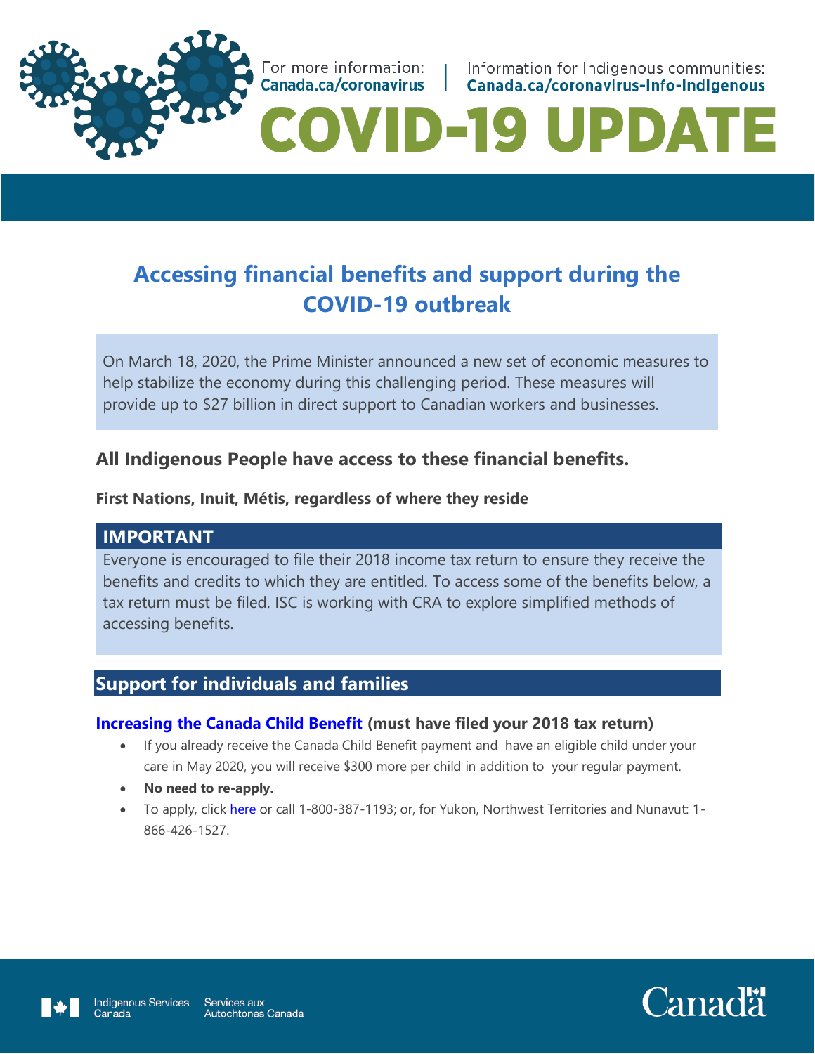For more information: **Canada.ca/coronavirus** | Information for Indigenous communities: **Canada.ca/coronavirus-info-indigenous**

# COVID-19 UPDATE

## Accessing financial benefits and support during the COVID-19 outbreak

On March 18, 2020, the Prime Minister announced a new set of economic measures to help stabilize the economy during this challenging period. These measures will provide up to $27 billion in direct support to Canadian workers and businesses.

### All Indigenous People have access to these financial benefits.

**First Nations, Inuit, Métis, regardless of where they reside**

**IMPORTANT**

Everyone is encouraged to file their 2018 income tax return to ensure they receive the benefits and credits to which they are entitled. To access some of the benefits below, a tax return must be filed. ISC is working with CRA to explore simplified methods of accessing benefits.

## Support for individuals and families

**Increasing the Canada Child Benefit (must have filed your 2018 tax return)**

- If you already receive the Canada Child Benefit payment and have an eligible child under your care in May 2020, you will receive $300 more per child in addition to your regular payment.
- **No need to re-apply.**
- To apply, click here or call 1-800-387-1193; or, for Yukon, Northwest Territories and Nunavut: 1-866-426-1527.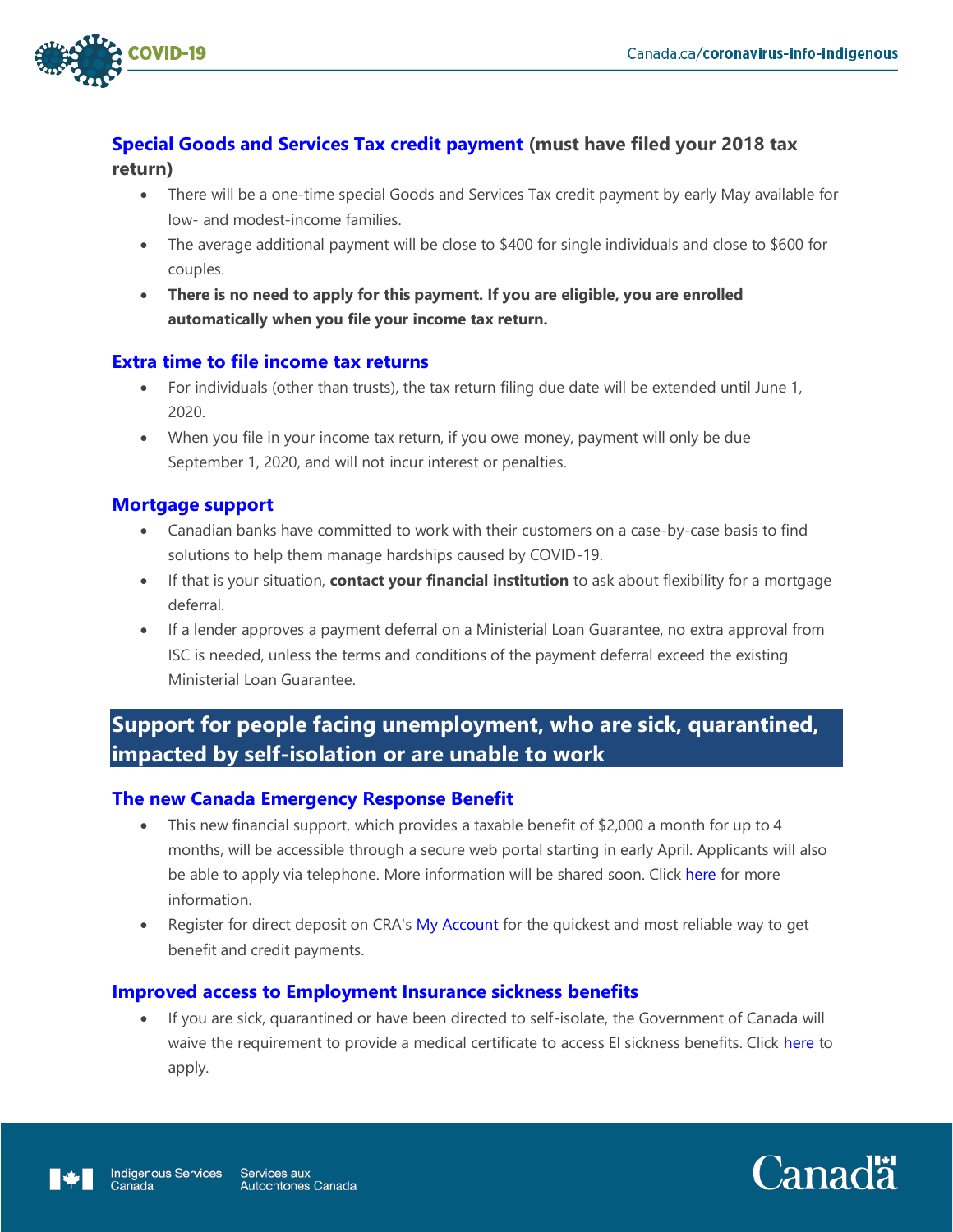### Special Goods and Services Tax credit payment (must have filed your 2018 tax return)

- There will be a one-time special Goods and Services Tax credit payment by early May available for low- and modest-income families.
- The average additional payment will be close to $400 for single individuals and close to $600 for couples.
- **There is no need to apply for this payment. If you are eligible, you are enrolled automatically when you file your income tax return.**

### Extra time to file income tax returns

- For individuals (other than trusts), the tax return filing due date will be extended until June 1, 2020.
- When you file in your income tax return, if you owe money, payment will only be due September 1, 2020, and will not incur interest or penalties.

### Mortgage support

- Canadian banks have committed to work with their customers on a case-by-case basis to find solutions to help them manage hardships caused by COVID-19.
- If that is your situation, **contact your financial institution** to ask about flexibility for a mortgage deferral.
- If a lender approves a payment deferral on a Ministerial Loan Guarantee, no extra approval from ISC is needed, unless the terms and conditions of the payment deferral exceed the existing Ministerial Loan Guarantee.

## Support for people facing unemployment, who are sick, quarantined, impacted by self-isolation or are unable to work

### The new Canada Emergency Response Benefit

- This new financial support, which provides a taxable benefit of $2,000 a month for up to 4 months, will be accessible through a secure web portal starting in early April. Applicants will also be able to apply via telephone. More information will be shared soon. Click here for more information.
- Register for direct deposit on CRA's My Account for the quickest and most reliable way to get benefit and credit payments.

### Improved access to Employment Insurance sickness benefits

- If you are sick, quarantined or have been directed to self-isolate, the Government of Canada will waive the requirement to provide a medical certificate to access EI sickness benefits. Click here to apply.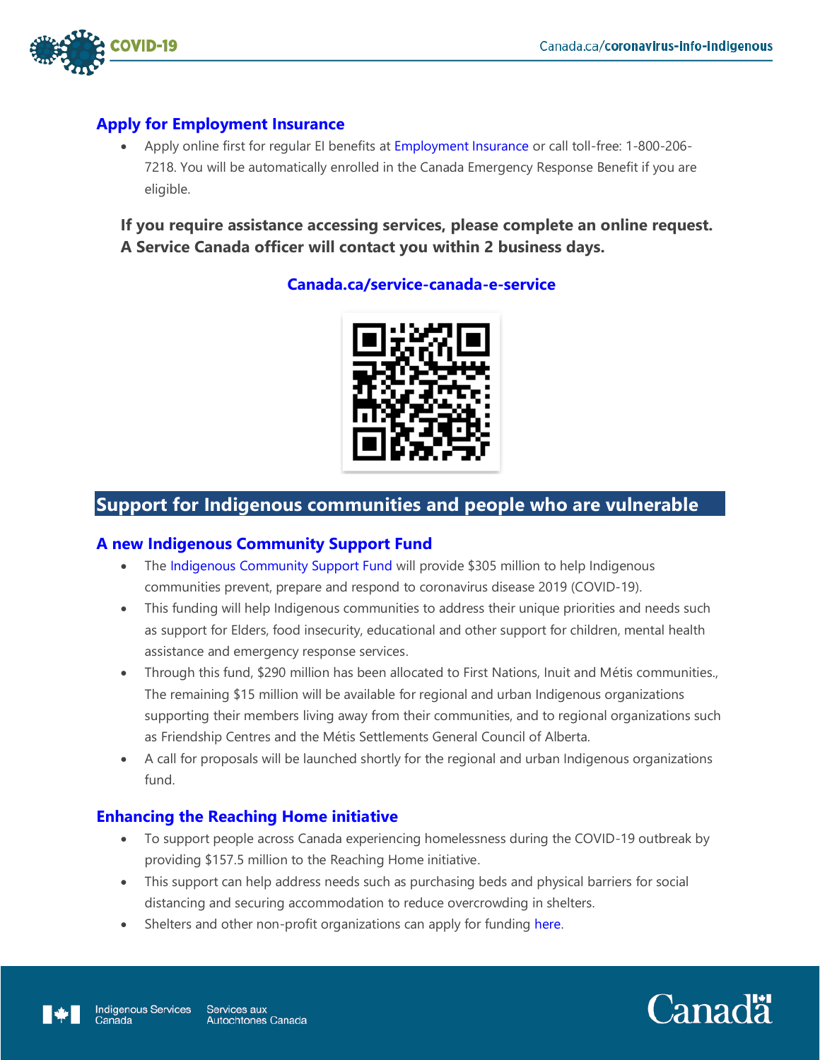## Apply for Employment Insurance

- Apply online first for regular EI benefits at Employment Insurance or call toll-free: 1-800-206-7218. You will be automatically enrolled in the Canada Emergency Response Benefit if you are eligible.

**If you require assistance accessing services, please complete an online request. A Service Canada officer will contact you within 2 business days.**

**Canada.ca/service-canada-e-service**

# Support for Indigenous communities and people who are vulnerable

## A new Indigenous Community Support Fund

- The Indigenous Community Support Fund will provide $305 million to help Indigenous communities prevent, prepare and respond to coronavirus disease 2019 (COVID-19).
- This funding will help Indigenous communities to address their unique priorities and needs such as support for Elders, food insecurity, educational and other support for children, mental health assistance and emergency response services.
- Through this fund, $290 million has been allocated to First Nations, Inuit and Métis communities., The remaining $15 million will be available for regional and urban Indigenous organizations supporting their members living away from their communities, and to regional organizations such as Friendship Centres and the Métis Settlements General Council of Alberta.
- A call for proposals will be launched shortly for the regional and urban Indigenous organizations fund.

## Enhancing the Reaching Home initiative

- To support people across Canada experiencing homelessness during the COVID-19 outbreak by providing $157.5 million to the Reaching Home initiative.
- This support can help address needs such as purchasing beds and physical barriers for social distancing and securing accommodation to reduce overcrowding in shelters.
- Shelters and other non-profit organizations can apply for funding here.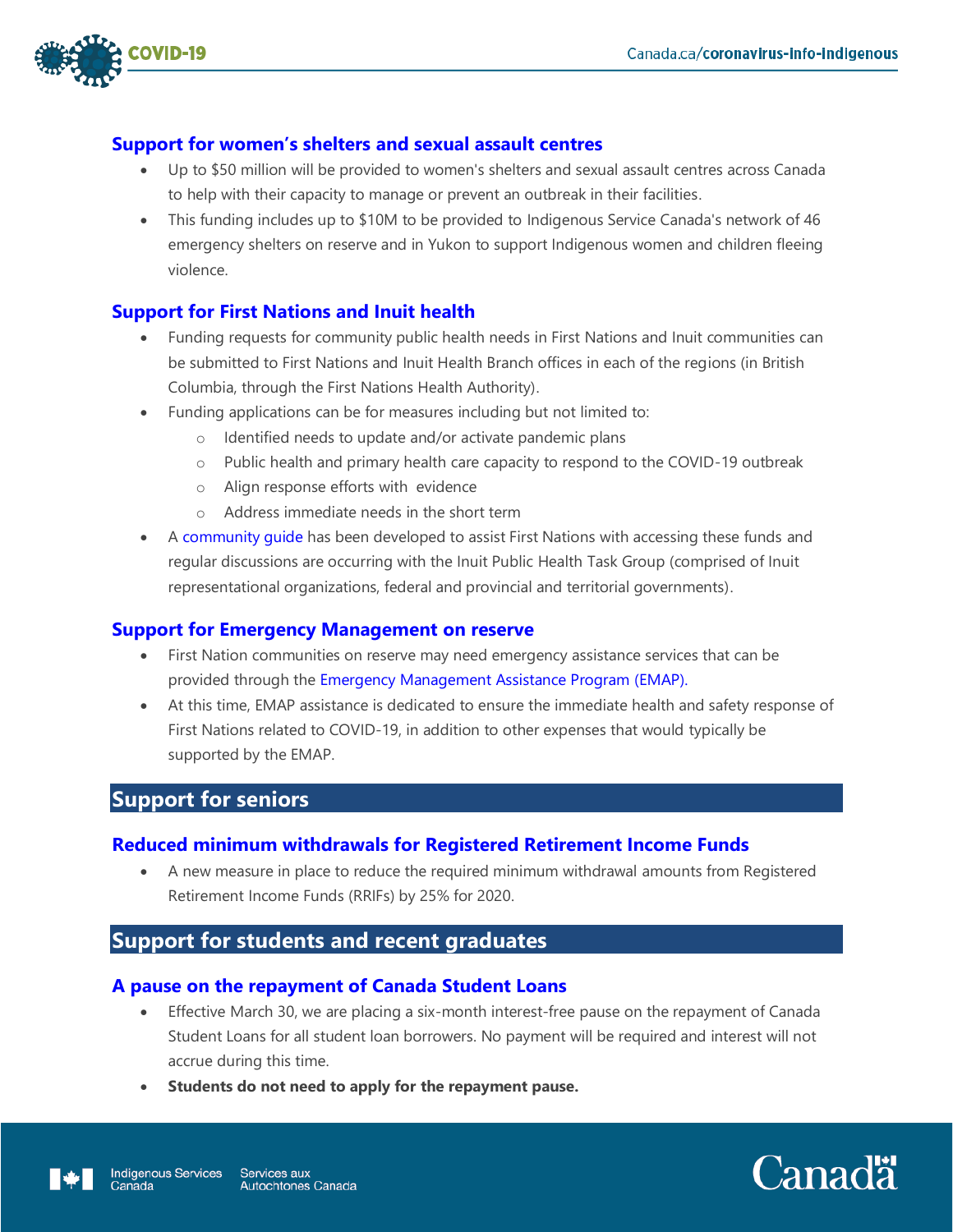### Support for women's shelters and sexual assault centres

- Up to $50 million will be provided to women's shelters and sexual assault centres across Canada to help with their capacity to manage or prevent an outbreak in their facilities.
- This funding includes up to $10M to be provided to Indigenous Service Canada's network of 46 emergency shelters on reserve and in Yukon to support Indigenous women and children fleeing violence.

### Support for First Nations and Inuit health

- Funding requests for community public health needs in First Nations and Inuit communities can be submitted to First Nations and Inuit Health Branch offices in each of the regions (in British Columbia, through the First Nations Health Authority).
- Funding applications can be for measures including but not limited to:
  - Identified needs to update and/or activate pandemic plans
  - Public health and primary health care capacity to respond to the COVID-19 outbreak
  - Align response efforts with evidence
  - Address immediate needs in the short term
- A community guide has been developed to assist First Nations with accessing these funds and regular discussions are occurring with the Inuit Public Health Task Group (comprised of Inuit representational organizations, federal and provincial and territorial governments).

### Support for Emergency Management on reserve

- First Nation communities on reserve may need emergency assistance services that can be provided through the Emergency Management Assistance Program (EMAP).
- At this time, EMAP assistance is dedicated to ensure the immediate health and safety response of First Nations related to COVID-19, in addition to other expenses that would typically be supported by the EMAP.

## Support for seniors

### Reduced minimum withdrawals for Registered Retirement Income Funds

- A new measure in place to reduce the required minimum withdrawal amounts from Registered Retirement Income Funds (RRIFs) by 25% for 2020.

## Support for students and recent graduates

### A pause on the repayment of Canada Student Loans

- Effective March 30, we are placing a six-month interest-free pause on the repayment of Canada Student Loans for all student loan borrowers. No payment will be required and interest will not accrue during this time.
- **Students do not need to apply for the repayment pause.**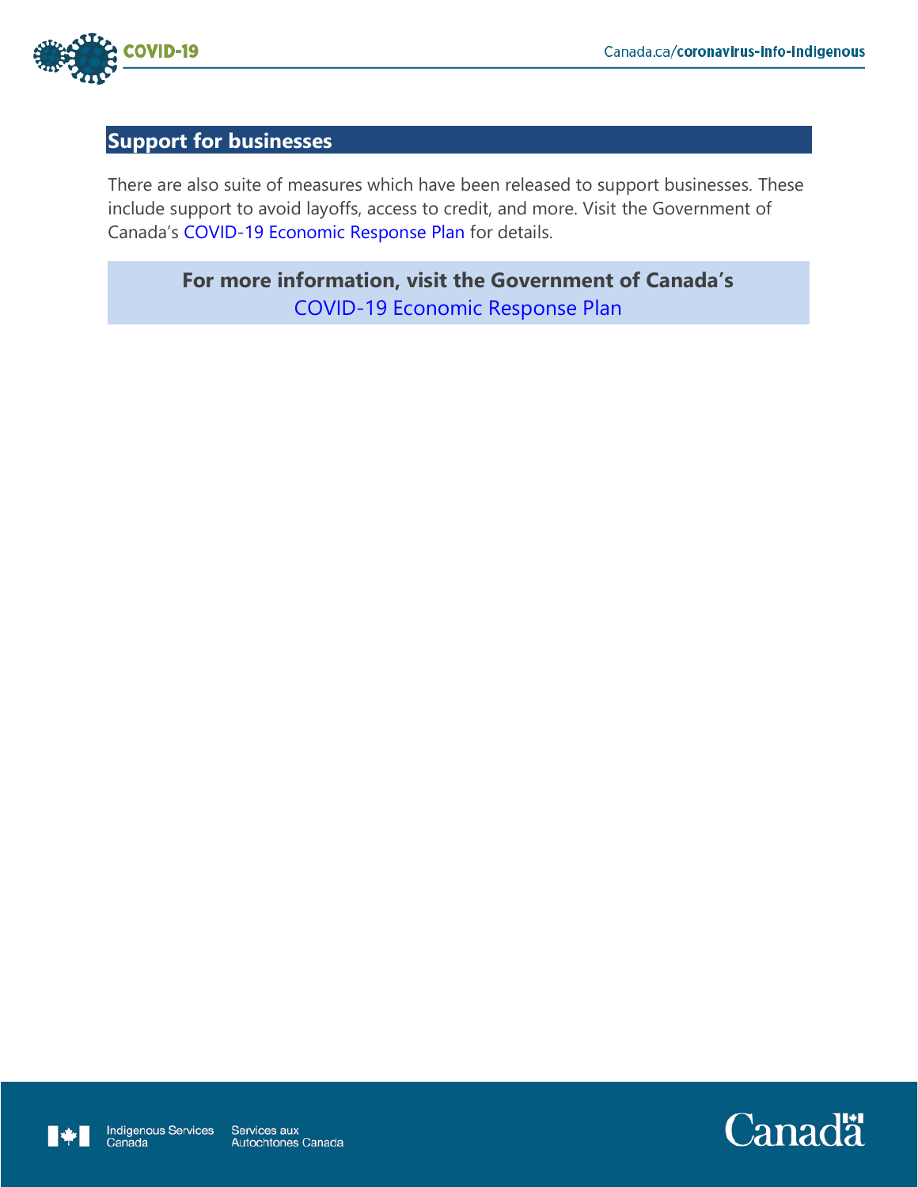## Support for businesses

There are also suite of measures which have been released to support businesses. These include support to avoid layoffs, access to credit, and more. Visit the Government of Canada's COVID-19 Economic Response Plan for details.

**For more information, visit the Government of Canada's**
COVID-19 Economic Response Plan